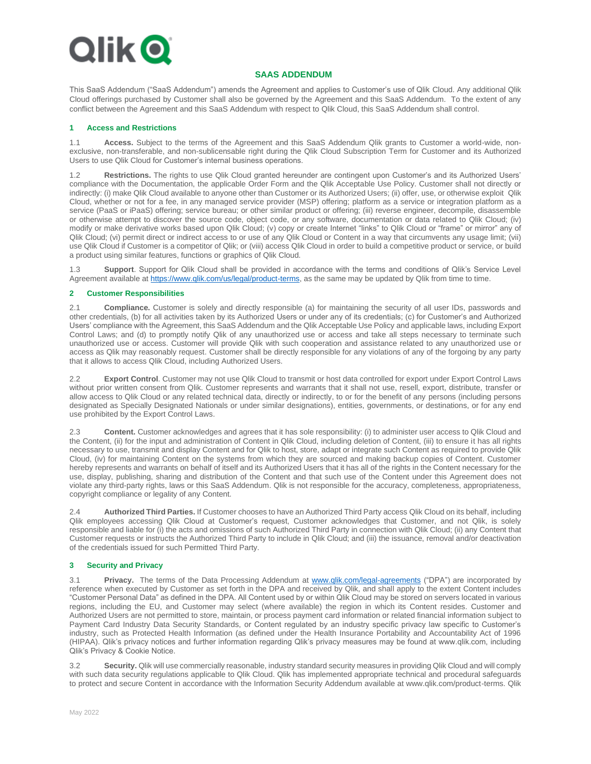# SAAS ADDENDUM

This SaaS Addendum ("SaaS Addendum") amends the Agreement and applies to Customer's use of Qlik Cloud. Any additional Qlik Cloud offerings purchased by Customer shall also be governed by the Agreement and this SaaS Addendum. To the extent of any conflict between the Agreement and this SaaS Addendum with respect to Qlik Cloud, this SaaS Addendum shall control.

## 1 Access and Restrictions

1.1 **Access.** Subject to the terms of the Agreement and this SaaS Addendum Qlik grants to Customer a world-wide, non-exclusive, non-transferable, and non-sublicensable right during the Qlik Cloud Subscription Term for Customer and its Authorized Users to use Qlik Cloud for Customer's internal business operations.

1.2 **Restrictions.** The rights to use Qlik Cloud granted hereunder are contingent upon Customer's and its Authorized Users' compliance with the Documentation, the applicable Order Form and the Qlik Acceptable Use Policy. Customer shall not directly or indirectly: (i) make Qlik Cloud available to anyone other than Customer or its Authorized Users; (ii) offer, use, or otherwise exploit Qlik Cloud, whether or not for a fee, in any managed service provider (MSP) offering; platform as a service or integration platform as a service (PaaS or iPaaS) offering; service bureau; or other similar product or offering; (iii) reverse engineer, decompile, disassemble or otherwise attempt to discover the source code, object code, or any software, documentation, or data related to Qlik Cloud; (iv) modify or make derivative works based upon Qlik Cloud; (v) copy or create Internet "links" to Qlik Cloud or "frame" or mirror" any of Qlik Cloud; (vi) permit direct or indirect access to or use of any Qlik Cloud or Content in a way that circumvents any usage limit; (vii) use Qlik Cloud if Customer is a competitor of Qlik; or (viii) access Qlik Cloud in order to build a competitive product or service, or build a product using similar features, functions or graphics of Qlik Cloud.

1.3 **Support**. Support for Qlik Cloud shall be provided in accordance with the terms and conditions of Qlik's Service Level Agreement available at https://www.qlik.com/us/legal/product-terms, as the same may be updated by Qlik from time to time.

## 2 Customer Responsibilities

2.1 **Compliance.** Customer is solely and directly responsible (a) for maintaining the security of all user IDs, passwords and other credentials, (b) for all activities taken by its Authorized Users or under any of its credentials; (c) for Customer's and Authorized Users' compliance with the Agreement, this SaaS Addendum and the Qlik Acceptable Use Policy and applicable laws, including Export Control Laws; and (d) to promptly notify Qlik of any unauthorized use or access and take all steps necessary to terminate such unauthorized use or access. Customer will provide Qlik with such cooperation and assistance related to any unauthorized use or access as Qlik may reasonably request. Customer shall be directly responsible for any violations of any of the forgoing by any party that it allows to access Qlik Cloud, including Authorized Users.

2.2 **Export Control**. Customer may not use Qlik Cloud to transmit or host data controlled for export under Export Control Laws without prior written consent from Qlik. Customer represents and warrants that it shall not use, resell, export, distribute, transfer or allow access to Qlik Cloud or any related technical data, directly or indirectly, to or for the benefit of any persons (including persons designated as Specially Designated Nationals or under similar designations), entities, governments, or destinations, or for any end use prohibited by the Export Control Laws.

2.3 **Content.** Customer acknowledges and agrees that it has sole responsibility: (i) to administer user access to Qlik Cloud and the Content, (ii) for the input and administration of Content in Qlik Cloud, including deletion of Content, (iii) to ensure it has all rights necessary to use, transmit and display Content and for Qlik to host, store, adapt or integrate such Content as required to provide Qlik Cloud, (iv) for maintaining Content on the systems from which they are sourced and making backup copies of Content. Customer hereby represents and warrants on behalf of itself and its Authorized Users that it has all of the rights in the Content necessary for the use, display, publishing, sharing and distribution of the Content and that such use of the Content under this Agreement does not violate any third-party rights, laws or this SaaS Addendum. Qlik is not responsible for the accuracy, completeness, appropriateness, copyright compliance or legality of any Content.

2.4 **Authorized Third Parties.** If Customer chooses to have an Authorized Third Party access Qlik Cloud on its behalf, including Qlik employees accessing Qlik Cloud at Customer's request, Customer acknowledges that Customer, and not Qlik, is solely responsible and liable for (i) the acts and omissions of such Authorized Third Party in connection with Qlik Cloud; (ii) any Content that Customer requests or instructs the Authorized Third Party to include in Qlik Cloud; and (iii) the issuance, removal and/or deactivation of the credentials issued for such Permitted Third Party.

## 3 Security and Privacy

3.1 **Privacy.** The terms of the Data Processing Addendum at www.qlik.com/legal-agreements ("DPA") are incorporated by reference when executed by Customer as set forth in the DPA and received by Qlik, and shall apply to the extent Content includes "Customer Personal Data" as defined in the DPA. All Content used by or within Qlik Cloud may be stored on servers located in various regions, including the EU, and Customer may select (where available) the region in which its Content resides. Customer and Authorized Users are not permitted to store, maintain, or process payment card information or related financial information subject to Payment Card Industry Data Security Standards, or Content regulated by an industry specific privacy law specific to Customer's industry, such as Protected Health Information (as defined under the Health Insurance Portability and Accountability Act of 1996 (HIPAA). Qlik's privacy notices and further information regarding Qlik's privacy measures may be found at www.qlik.com, including Qlik's Privacy & Cookie Notice.

3.2 **Security.** Qlik will use commercially reasonable, industry standard security measures in providing Qlik Cloud and will comply with such data security regulations applicable to Qlik Cloud. Qlik has implemented appropriate technical and procedural safeguards to protect and secure Content in accordance with the Information Security Addendum available at www.qlik.com/product-terms. Qlik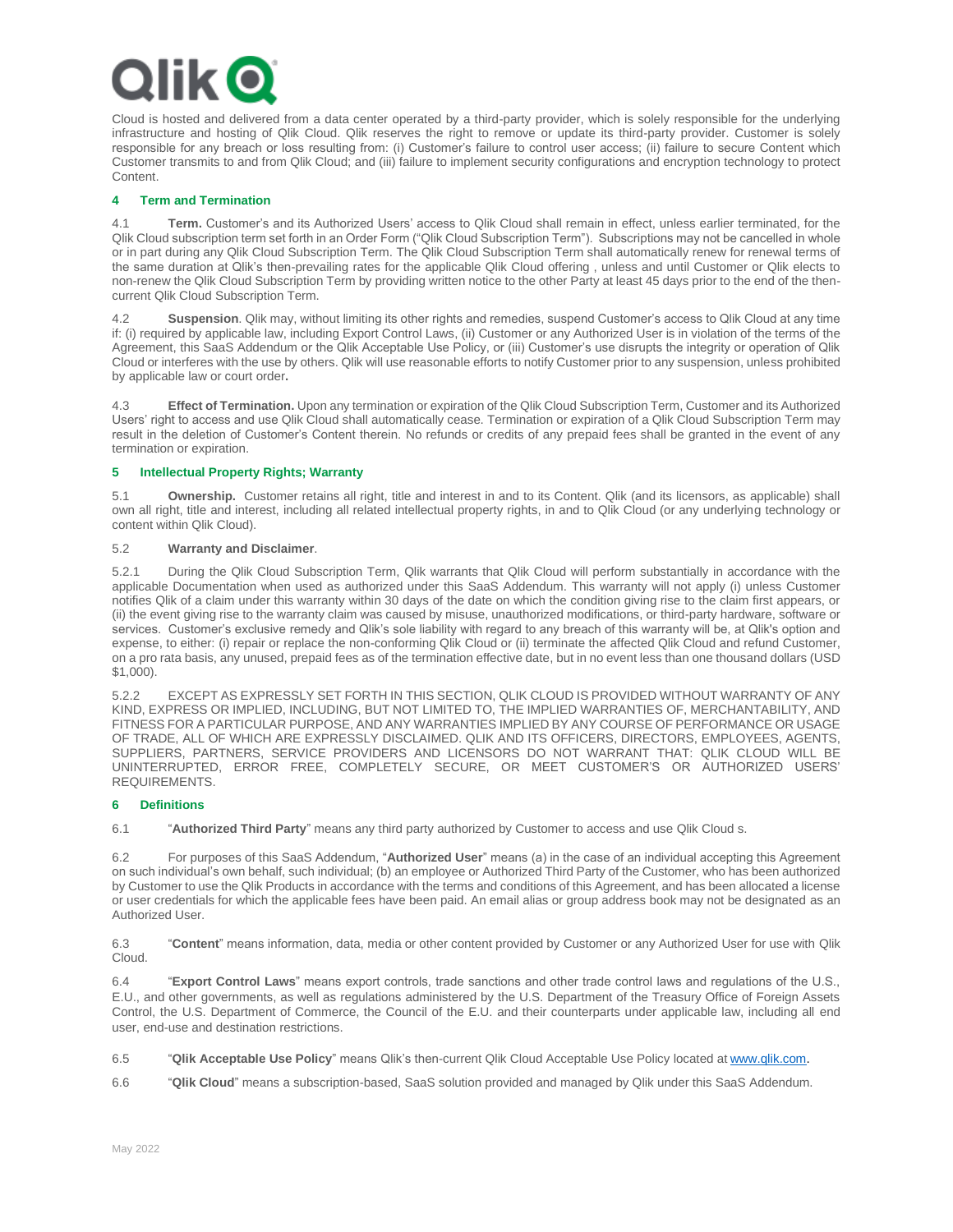Cloud is hosted and delivered from a data center operated by a third-party provider, which is solely responsible for the underlying infrastructure and hosting of Qlik Cloud. Qlik reserves the right to remove or update its third-party provider. Customer is solely responsible for any breach or loss resulting from: (i) Customer's failure to control user access; (ii) failure to secure Content which Customer transmits to and from Qlik Cloud; and (iii) failure to implement security configurations and encryption technology to protect Content.

## 4 Term and Termination

4.1 **Term.** Customer's and its Authorized Users' access to Qlik Cloud shall remain in effect, unless earlier terminated, for the Qlik Cloud subscription term set forth in an Order Form ("Qlik Cloud Subscription Term"). Subscriptions may not be cancelled in whole or in part during any Qlik Cloud Subscription Term. The Qlik Cloud Subscription Term shall automatically renew for renewal terms of the same duration at Qlik's then-prevailing rates for the applicable Qlik Cloud offering , unless and until Customer or Qlik elects to non-renew the Qlik Cloud Subscription Term by providing written notice to the other Party at least 45 days prior to the end of the then-current Qlik Cloud Subscription Term.

4.2 **Suspension**. Qlik may, without limiting its other rights and remedies, suspend Customer's access to Qlik Cloud at any time if: (i) required by applicable law, including Export Control Laws, (ii) Customer or any Authorized User is in violation of the terms of the Agreement, this SaaS Addendum or the Qlik Acceptable Use Policy, or (iii) Customer's use disrupts the integrity or operation of Qlik Cloud or interferes with the use by others. Qlik will use reasonable efforts to notify Customer prior to any suspension, unless prohibited by applicable law or court order**.**

4.3 **Effect of Termination.** Upon any termination or expiration of the Qlik Cloud Subscription Term, Customer and its Authorized Users' right to access and use Qlik Cloud shall automatically cease. Termination or expiration of a Qlik Cloud Subscription Term may result in the deletion of Customer's Content therein. No refunds or credits of any prepaid fees shall be granted in the event of any termination or expiration.

## 5 Intellectual Property Rights; Warranty

5.1 **Ownership.** Customer retains all right, title and interest in and to its Content. Qlik (and its licensors, as applicable) shall own all right, title and interest, including all related intellectual property rights, in and to Qlik Cloud (or any underlying technology or content within Qlik Cloud).

5.2 **Warranty and Disclaimer**.

5.2.1 During the Qlik Cloud Subscription Term, Qlik warrants that Qlik Cloud will perform substantially in accordance with the applicable Documentation when used as authorized under this SaaS Addendum. This warranty will not apply (i) unless Customer notifies Qlik of a claim under this warranty within 30 days of the date on which the condition giving rise to the claim first appears, or (ii) the event giving rise to the warranty claim was caused by misuse, unauthorized modifications, or third-party hardware, software or services. Customer's exclusive remedy and Qlik's sole liability with regard to any breach of this warranty will be, at Qlik's option and expense, to either: (i) repair or replace the non-conforming Qlik Cloud or (ii) terminate the affected Qlik Cloud and refund Customer, on a pro rata basis, any unused, prepaid fees as of the termination effective date, but in no event less than one thousand dollars (USD $1,000).

5.2.2 EXCEPT AS EXPRESSLY SET FORTH IN THIS SECTION, QLIK CLOUD IS PROVIDED WITHOUT WARRANTY OF ANY KIND, EXPRESS OR IMPLIED, INCLUDING, BUT NOT LIMITED TO, THE IMPLIED WARRANTIES OF, MERCHANTABILITY, AND FITNESS FOR A PARTICULAR PURPOSE, AND ANY WARRANTIES IMPLIED BY ANY COURSE OF PERFORMANCE OR USAGE OF TRADE, ALL OF WHICH ARE EXPRESSLY DISCLAIMED. QLIK AND ITS OFFICERS, DIRECTORS, EMPLOYEES, AGENTS, SUPPLIERS, PARTNERS, SERVICE PROVIDERS AND LICENSORS DO NOT WARRANT THAT: QLIK CLOUD WILL BE UNINTERRUPTED, ERROR FREE, COMPLETELY SECURE, OR MEET CUSTOMER'S OR AUTHORIZED USERS' REQUIREMENTS.

## 6 Definitions

6.1 "**Authorized Third Party**" means any third party authorized by Customer to access and use Qlik Cloud s.

6.2 For purposes of this SaaS Addendum, "**Authorized User**" means (a) in the case of an individual accepting this Agreement on such individual's own behalf, such individual; (b) an employee or Authorized Third Party of the Customer, who has been authorized by Customer to use the Qlik Products in accordance with the terms and conditions of this Agreement, and has been allocated a license or user credentials for which the applicable fees have been paid. An email alias or group address book may not be designated as an Authorized User.

6.3 "**Content**" means information, data, media or other content provided by Customer or any Authorized User for use with Qlik Cloud.

6.4 "**Export Control Laws**" means export controls, trade sanctions and other trade control laws and regulations of the U.S., E.U., and other governments, as well as regulations administered by the U.S. Department of the Treasury Office of Foreign Assets Control, the U.S. Department of Commerce, the Council of the E.U. and their counterparts under applicable law, including all end user, end-use and destination restrictions.

6.5 "**Qlik Acceptable Use Policy**" means Qlik's then-current Qlik Cloud Acceptable Use Policy located at [www.qlik.com](http://www.qlik.com).

6.6 "**Qlik Cloud**" means a subscription-based, SaaS solution provided and managed by Qlik under this SaaS Addendum.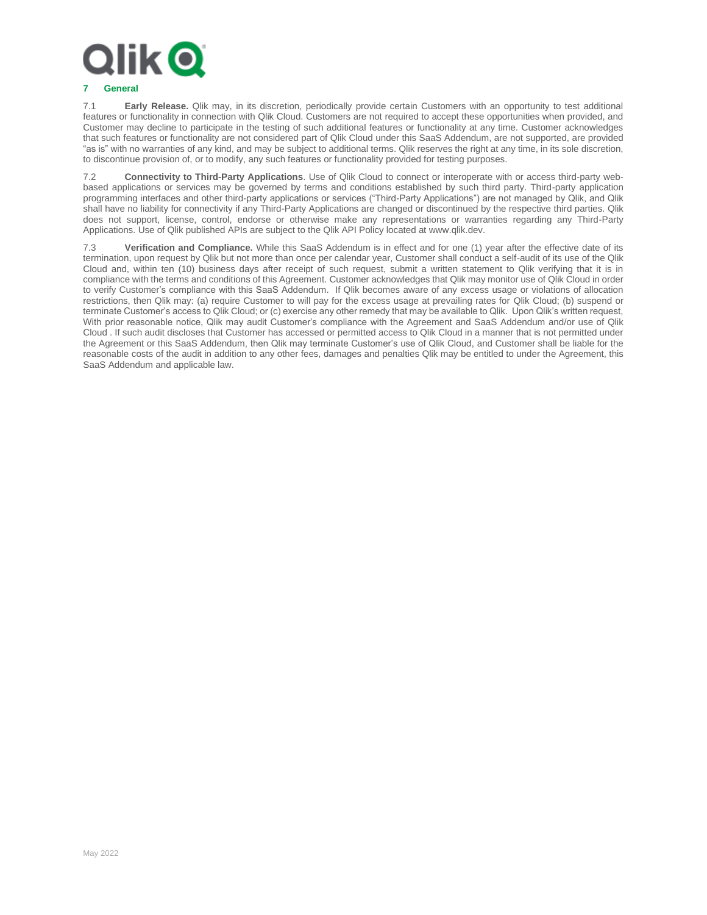## 7 General

7.1 **Early Release.** Qlik may, in its discretion, periodically provide certain Customers with an opportunity to test additional features or functionality in connection with Qlik Cloud. Customers are not required to accept these opportunities when provided, and Customer may decline to participate in the testing of such additional features or functionality at any time. Customer acknowledges that such features or functionality are not considered part of Qlik Cloud under this SaaS Addendum, are not supported, are provided "as is" with no warranties of any kind, and may be subject to additional terms. Qlik reserves the right at any time, in its sole discretion, to discontinue provision of, or to modify, any such features or functionality provided for testing purposes.

7.2 **Connectivity to Third-Party Applications**. Use of Qlik Cloud to connect or interoperate with or access third-party web-based applications or services may be governed by terms and conditions established by such third party. Third-party application programming interfaces and other third-party applications or services ("Third-Party Applications") are not managed by Qlik, and Qlik shall have no liability for connectivity if any Third-Party Applications are changed or discontinued by the respective third parties. Qlik does not support, license, control, endorse or otherwise make any representations or warranties regarding any Third-Party Applications. Use of Qlik published APIs are subject to the Qlik API Policy located at www.qlik.dev.

7.3 **Verification and Compliance.** While this SaaS Addendum is in effect and for one (1) year after the effective date of its termination, upon request by Qlik but not more than once per calendar year, Customer shall conduct a self-audit of its use of the Qlik Cloud and, within ten (10) business days after receipt of such request, submit a written statement to Qlik verifying that it is in compliance with the terms and conditions of this Agreement. Customer acknowledges that Qlik may monitor use of Qlik Cloud in order to verify Customer's compliance with this SaaS Addendum. If Qlik becomes aware of any excess usage or violations of allocation restrictions, then Qlik may: (a) require Customer to will pay for the excess usage at prevailing rates for Qlik Cloud; (b) suspend or terminate Customer's access to Qlik Cloud; or (c) exercise any other remedy that may be available to Qlik. Upon Qlik's written request, With prior reasonable notice, Qlik may audit Customer's compliance with the Agreement and SaaS Addendum and/or use of Qlik Cloud . If such audit discloses that Customer has accessed or permitted access to Qlik Cloud in a manner that is not permitted under the Agreement or this SaaS Addendum, then Qlik may terminate Customer's use of Qlik Cloud, and Customer shall be liable for the reasonable costs of the audit in addition to any other fees, damages and penalties Qlik may be entitled to under the Agreement, this SaaS Addendum and applicable law.